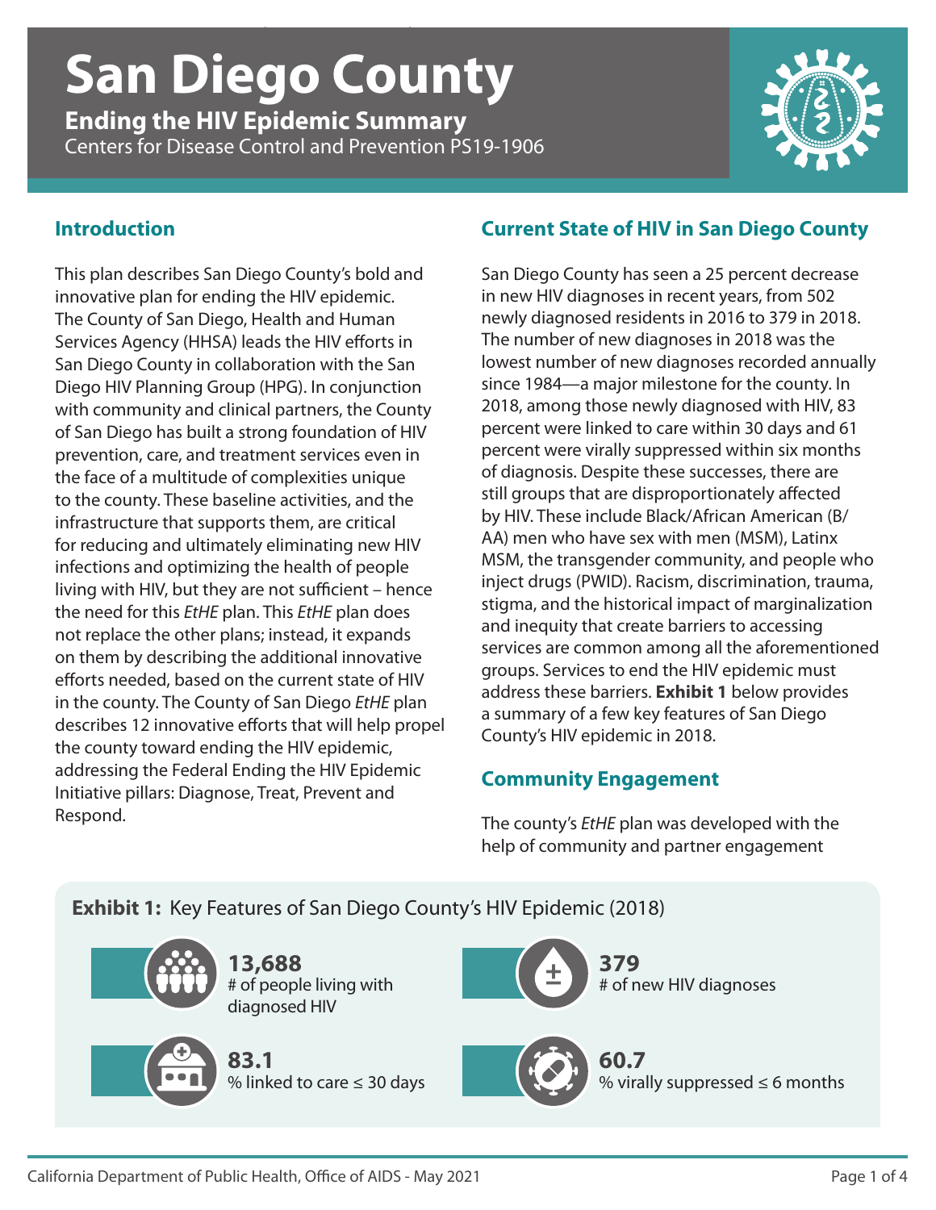# San Diego County

## Ending the HIV Epidemic Summary

Centers for Disease Control and Prevention PS19-1906

## Introduction

This plan describes San Diego County's bold and innovative plan for ending the HIV epidemic. The County of San Diego, Health and Human Services Agency (HHSA) leads the HIV efforts in San Diego County in collaboration with the San Diego HIV Planning Group (HPG). In conjunction with community and clinical partners, the County of San Diego has built a strong foundation of HIV prevention, care, and treatment services even in the face of a multitude of complexities unique to the county. These baseline activities, and the infrastructure that supports them, are critical for reducing and ultimately eliminating new HIV infections and optimizing the health of people living with HIV, but they are not sufficient – hence the need for this *EtHE* plan. This *EtHE* plan does not replace the other plans; instead, it expands on them by describing the additional innovative efforts needed, based on the current state of HIV in the county. The County of San Diego *EtHE* plan describes 12 innovative efforts that will help propel the county toward ending the HIV epidemic, addressing the Federal Ending the HIV Epidemic Initiative pillars: Diagnose, Treat, Prevent and Respond.

## Current State of HIV in San Diego County

San Diego County has seen a 25 percent decrease in new HIV diagnoses in recent years, from 502 newly diagnosed residents in 2016 to 379 in 2018. The number of new diagnoses in 2018 was the lowest number of new diagnoses recorded annually since 1984—a major milestone for the county. In 2018, among those newly diagnosed with HIV, 83 percent were linked to care within 30 days and 61 percent were virally suppressed within six months of diagnosis. Despite these successes, there are still groups that are disproportionately affected by HIV. These include Black/African American (B/AA) men who have sex with men (MSM), Latinx MSM, the transgender community, and people who inject drugs (PWID). Racism, discrimination, trauma, stigma, and the historical impact of marginalization and inequity that create barriers to accessing services are common among all the aforementioned groups. Services to end the HIV epidemic must address these barriers. **Exhibit 1** below provides a summary of a few key features of San Diego County's HIV epidemic in 2018.

## Community Engagement

The county's *EtHE* plan was developed with the help of community and partner engagement

**Exhibit 1:** Key Features of San Diego County's HIV Epidemic (2018)

- **13,688** # of people living with diagnosed HIV
- **379** # of new HIV diagnoses
- **83.1** % linked to care ≤ 30 days
- **60.7** % virally suppressed ≤ 6 months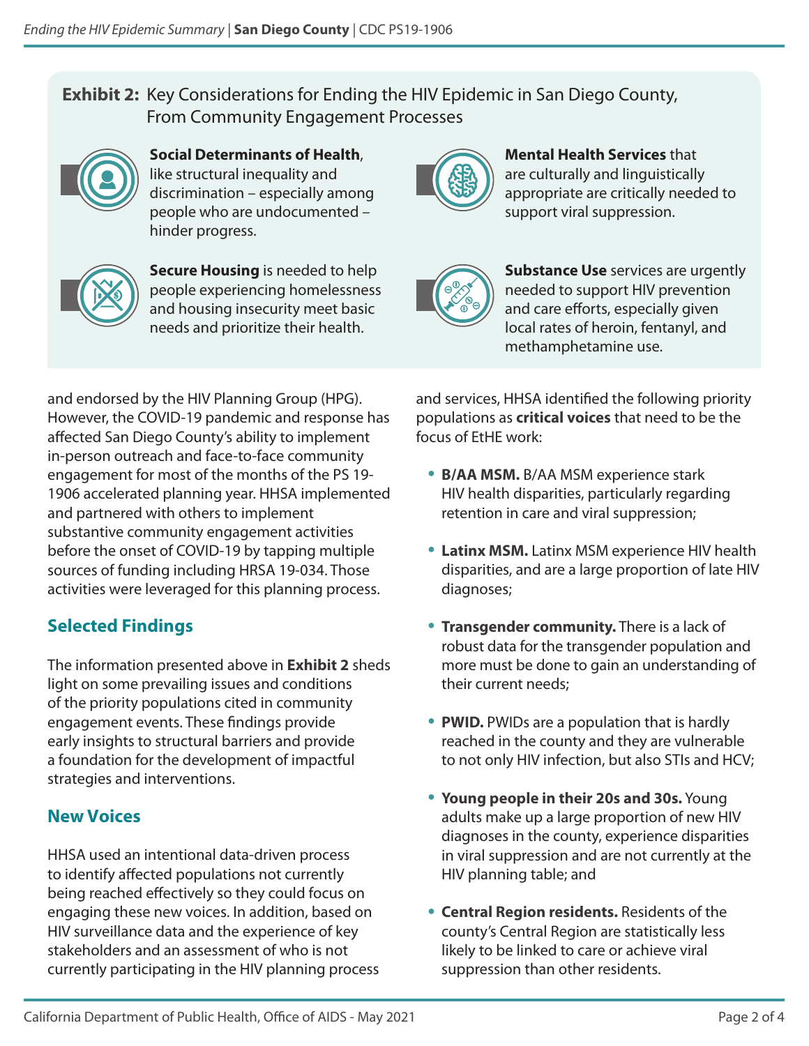**Exhibit 2:** Key Considerations for Ending the HIV Epidemic in San Diego County, From Community Engagement Processes

**Social Determinants of Health**, like structural inequality and discrimination – especially among people who are undocumented – hinder progress.

**Secure Housing** is needed to help people experiencing homelessness and housing insecurity meet basic needs and prioritize their health.

**Mental Health Services** that are culturally and linguistically appropriate are critically needed to support viral suppression.

**Substance Use** services are urgently needed to support HIV prevention and care efforts, especially given local rates of heroin, fentanyl, and methamphetamine use.

and endorsed by the HIV Planning Group (HPG). However, the COVID-19 pandemic and response has affected San Diego County's ability to implement in-person outreach and face-to-face community engagement for most of the months of the PS 19-1906 accelerated planning year. HHSA implemented and partnered with others to implement substantive community engagement activities before the onset of COVID-19 by tapping multiple sources of funding including HRSA 19-034. Those activities were leveraged for this planning process.

## Selected Findings

The information presented above in **Exhibit 2** sheds light on some prevailing issues and conditions of the priority populations cited in community engagement events. These findings provide early insights to structural barriers and provide a foundation for the development of impactful strategies and interventions.

## New Voices

HHSA used an intentional data-driven process to identify affected populations not currently being reached effectively so they could focus on engaging these new voices. In addition, based on HIV surveillance data and the experience of key stakeholders and an assessment of who is not currently participating in the HIV planning process and services, HHSA identified the following priority populations as **critical voices** that need to be the focus of EtHE work:

- **B/AA MSM.** B/AA MSM experience stark HIV health disparities, particularly regarding retention in care and viral suppression;
- **Latinx MSM.** Latinx MSM experience HIV health disparities, and are a large proportion of late HIV diagnoses;
- **Transgender community.** There is a lack of robust data for the transgender population and more must be done to gain an understanding of their current needs;
- **PWID.** PWIDs are a population that is hardly reached in the county and they are vulnerable to not only HIV infection, but also STIs and HCV;
- **Young people in their 20s and 30s.** Young adults make up a large proportion of new HIV diagnoses in the county, experience disparities in viral suppression and are not currently at the HIV planning table; and
- **Central Region residents.** Residents of the county's Central Region are statistically less likely to be linked to care or achieve viral suppression than other residents.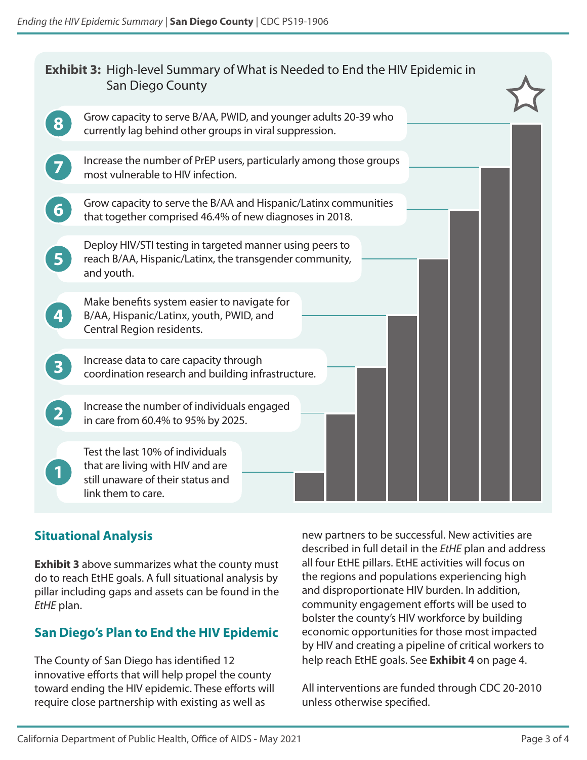## Exhibit 3: High-level Summary of What is Needed to End the HIV Epidemic in San Diego County

8. Grow capacity to serve B/AA, PWID, and younger adults 20-39 who currently lag behind other groups in viral suppression.
7. Increase the number of PrEP users, particularly among those groups most vulnerable to HIV infection.
6. Grow capacity to serve the B/AA and Hispanic/Latinx communities that together comprised 46.4% of new diagnoses in 2018.
5. Deploy HIV/STI testing in targeted manner using peers to reach B/AA, Hispanic/Latinx, the transgender community, and youth.
4. Make benefits system easier to navigate for B/AA, Hispanic/Latinx, youth, PWID, and Central Region residents.
3. Increase data to care capacity through coordination research and building infrastructure.
2. Increase the number of individuals engaged in care from 60.4% to 95% by 2025.
1. Test the last 10% of individuals that are living with HIV and are still unaware of their status and link them to care.

## Situational Analysis

**Exhibit 3** above summarizes what the county must do to reach EtHE goals. A full situational analysis by pillar including gaps and assets can be found in the *EtHE* plan.

## San Diego's Plan to End the HIV Epidemic

The County of San Diego has identified 12 innovative efforts that will help propel the county toward ending the HIV epidemic. These efforts will require close partnership with existing as well as new partners to be successful. New activities are described in full detail in the *EtHE* plan and address all four EtHE pillars. EtHE activities will focus on the regions and populations experiencing high and disproportionate HIV burden. In addition, community engagement efforts will be used to bolster the county's HIV workforce by building economic opportunities for those most impacted by HIV and creating a pipeline of critical workers to help reach EtHE goals. See **Exhibit 4** on page 4.

All interventions are funded through CDC 20-2010 unless otherwise specified.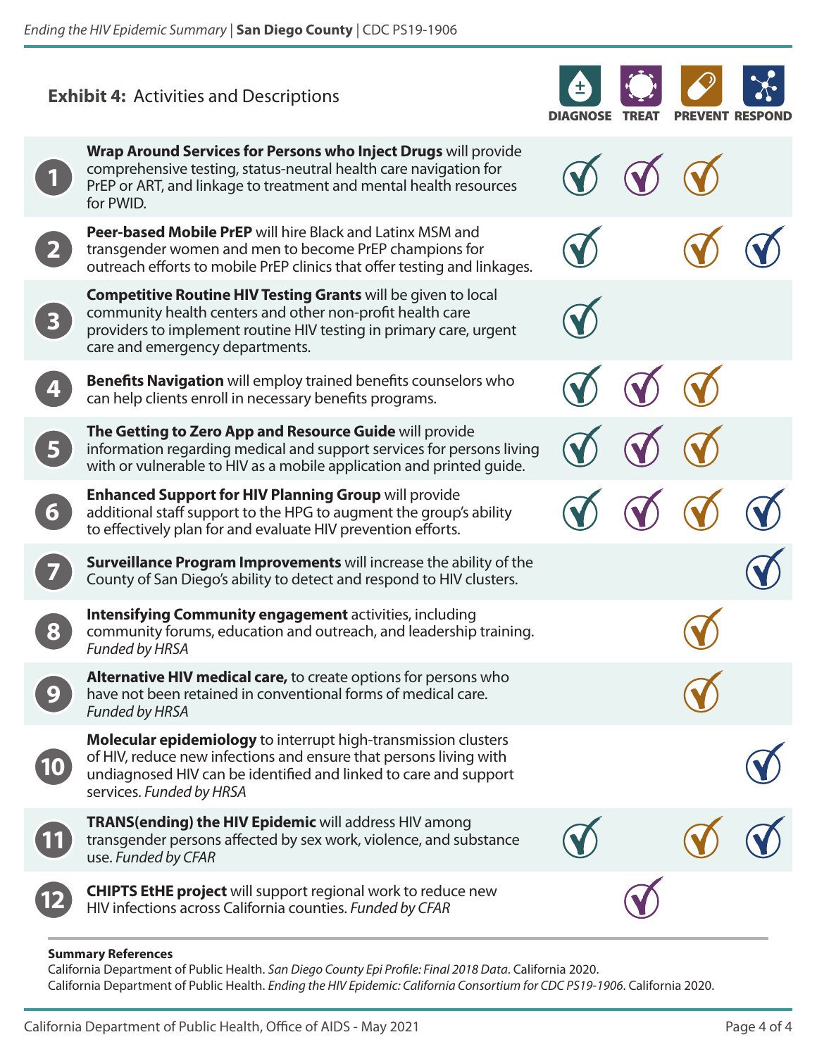## Exhibit 4: Activities and Descriptions

| # | Activity | DIAGNOSE | TREAT | PREVENT | RESPOND |
|---|---|---|---|---|---|
| 1 | **Wrap Around Services for Persons who Inject Drugs** will provide comprehensive testing, status-neutral health care navigation for PrEP or ART, and linkage to treatment and mental health resources for PWID. | ✓ | ✓ | ✓ | |
| 2 | **Peer-based Mobile PrEP** will hire Black and Latinx MSM and transgender women and men to become PrEP champions for outreach efforts to mobile PrEP clinics that offer testing and linkages. | ✓ | | ✓ | ✓ |
| 3 | **Competitive Routine HIV Testing Grants** will be given to local community health centers and other non-profit health care providers to implement routine HIV testing in primary care, urgent care and emergency departments. | ✓ | | | |
| 4 | **Benefits Navigation** will employ trained benefits counselors who can help clients enroll in necessary benefits programs. | ✓ | ✓ | ✓ | |
| 5 | **The Getting to Zero App and Resource Guide** will provide information regarding medical and support services for persons living with or vulnerable to HIV as a mobile application and printed guide. | ✓ | ✓ | ✓ | |
| 6 | **Enhanced Support for HIV Planning Group** will provide additional staff support to the HPG to augment the group's ability to effectively plan for and evaluate HIV prevention efforts. | ✓ | ✓ | ✓ | ✓ |
| 7 | **Surveillance Program Improvements** will increase the ability of the County of San Diego's ability to detect and respond to HIV clusters. | | | | ✓ |
| 8 | **Intensifying Community engagement** activities, including community forums, education and outreach, and leadership training. *Funded by HRSA* | | | ✓ | |
| 9 | **Alternative HIV medical care,** to create options for persons who have not been retained in conventional forms of medical care. *Funded by HRSA* | | | ✓ | |
| 10 | **Molecular epidemiology** to interrupt high-transmission clusters of HIV, reduce new infections and ensure that persons living with undiagnosed HIV can be identified and linked to care and support services. *Funded by HRSA* | | | | ✓ |
| 11 | **TRANS(ending) the HIV Epidemic** will address HIV among transgender persons affected by sex work, violence, and substance use. *Funded by CFAR* | ✓ | | ✓ | ✓ |
| 12 | **CHIPTS EtHE project** will support regional work to reduce new HIV infections across California counties. *Funded by CFAR* | | ✓ | | |

**Summary References**

California Department of Public Health. *San Diego County Epi Profile: Final 2018 Data*. California 2020.

California Department of Public Health. *Ending the HIV Epidemic: California Consortium for CDC PS19-1906*. California 2020.